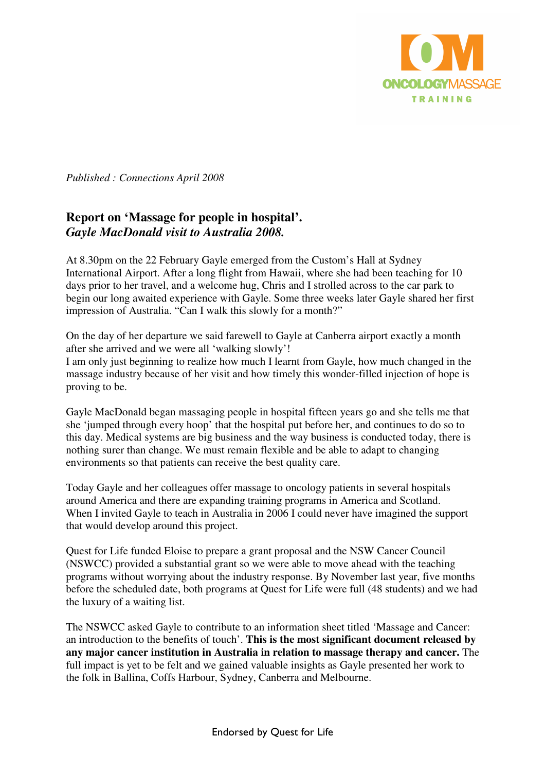*Published : Connections April 2008*

## Report on 'Massage for people in hospital'.
### *Gayle MacDonald visit to Australia 2008.*

At 8.30pm on the 22 February Gayle emerged from the Custom's Hall at Sydney International Airport. After a long flight from Hawaii, where she had been teaching for 10 days prior to her travel, and a welcome hug, Chris and I strolled across to the car park to begin our long awaited experience with Gayle. Some three weeks later Gayle shared her first impression of Australia. "Can I walk this slowly for a month?"

On the day of her departure we said farewell to Gayle at Canberra airport exactly a month after she arrived and we were all 'walking slowly'!
I am only just beginning to realize how much I learnt from Gayle, how much changed in the massage industry because of her visit and how timely this wonder-filled injection of hope is proving to be.

Gayle MacDonald began massaging people in hospital fifteen years go and she tells me that she 'jumped through every hoop' that the hospital put before her, and continues to do so to this day. Medical systems are big business and the way business is conducted today, there is nothing surer than change. We must remain flexible and be able to adapt to changing environments so that patients can receive the best quality care.

Today Gayle and her colleagues offer massage to oncology patients in several hospitals around America and there are expanding training programs in America and Scotland. When I invited Gayle to teach in Australia in 2006 I could never have imagined the support that would develop around this project.

Quest for Life funded Eloise to prepare a grant proposal and the NSW Cancer Council (NSWCC) provided a substantial grant so we were able to move ahead with the teaching programs without worrying about the industry response. By November last year, five months before the scheduled date, both programs at Quest for Life were full (48 students) and we had the luxury of a waiting list.

The NSWCC asked Gayle to contribute to an information sheet titled 'Massage and Cancer: an introduction to the benefits of touch'. **This is the most significant document released by any major cancer institution in Australia in relation to massage therapy and cancer.** The full impact is yet to be felt and we gained valuable insights as Gayle presented her work to the folk in Ballina, Coffs Harbour, Sydney, Canberra and Melbourne.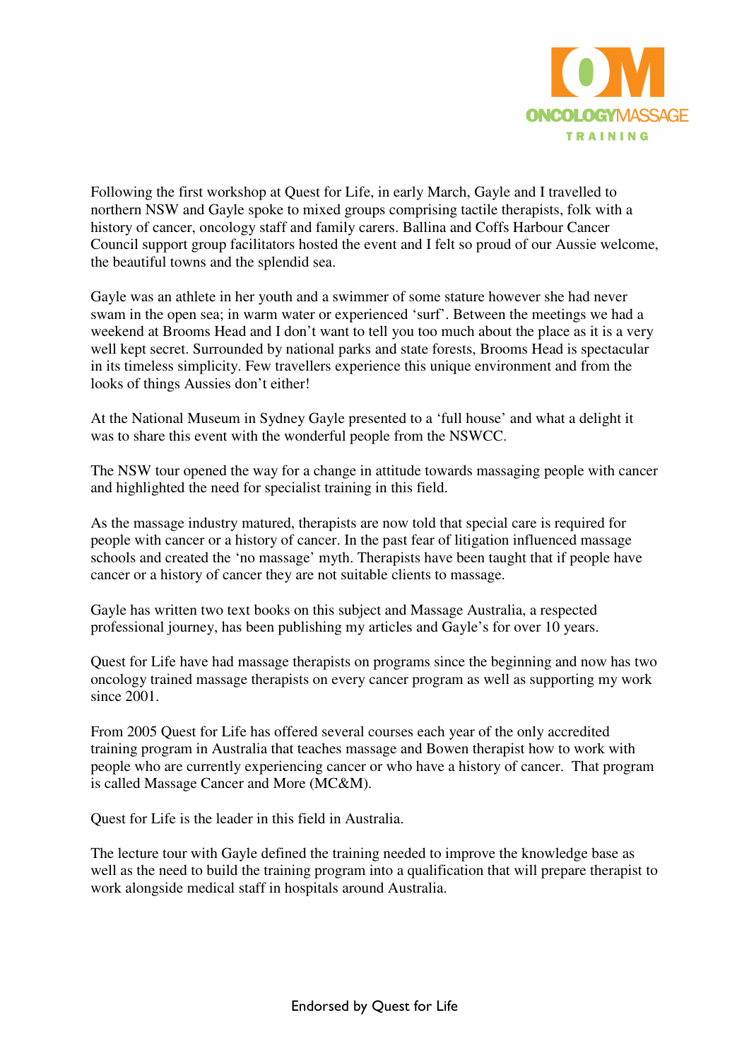Following the first workshop at Quest for Life, in early March, Gayle and I travelled to northern NSW and Gayle spoke to mixed groups comprising tactile therapists, folk with a history of cancer, oncology staff and family carers. Ballina and Coffs Harbour Cancer Council support group facilitators hosted the event and I felt so proud of our Aussie welcome, the beautiful towns and the splendid sea.

Gayle was an athlete in her youth and a swimmer of some stature however she had never swam in the open sea; in warm water or experienced 'surf'. Between the meetings we had a weekend at Brooms Head and I don't want to tell you too much about the place as it is a very well kept secret. Surrounded by national parks and state forests, Brooms Head is spectacular in its timeless simplicity. Few travellers experience this unique environment and from the looks of things Aussies don't either!

At the National Museum in Sydney Gayle presented to a 'full house' and what a delight it was to share this event with the wonderful people from the NSWCC.

The NSW tour opened the way for a change in attitude towards massaging people with cancer and highlighted the need for specialist training in this field.

As the massage industry matured, therapists are now told that special care is required for people with cancer or a history of cancer. In the past fear of litigation influenced massage schools and created the 'no massage' myth. Therapists have been taught that if people have cancer or a history of cancer they are not suitable clients to massage.

Gayle has written two text books on this subject and Massage Australia, a respected professional journey, has been publishing my articles and Gayle's for over 10 years.

Quest for Life have had massage therapists on programs since the beginning and now has two oncology trained massage therapists on every cancer program as well as supporting my work since 2001.

From 2005 Quest for Life has offered several courses each year of the only accredited training program in Australia that teaches massage and Bowen therapist how to work with people who are currently experiencing cancer or who have a history of cancer. That program is called Massage Cancer and More (MC&M).

Quest for Life is the leader in this field in Australia.

The lecture tour with Gayle defined the training needed to improve the knowledge base as well as the need to build the training program into a qualification that will prepare therapist to work alongside medical staff in hospitals around Australia.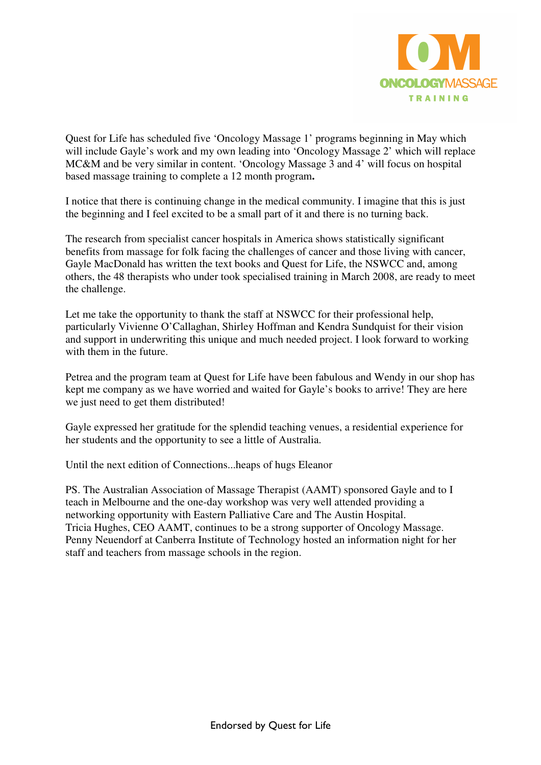Quest for Life has scheduled five 'Oncology Massage 1' programs beginning in May which will include Gayle's work and my own leading into 'Oncology Massage 2' which will replace MC&M and be very similar in content. 'Oncology Massage 3 and 4' will focus on hospital based massage training to complete a 12 month program**.**

I notice that there is continuing change in the medical community. I imagine that this is just the beginning and I feel excited to be a small part of it and there is no turning back.

The research from specialist cancer hospitals in America shows statistically significant benefits from massage for folk facing the challenges of cancer and those living with cancer, Gayle MacDonald has written the text books and Quest for Life, the NSWCC and, among others, the 48 therapists who under took specialised training in March 2008, are ready to meet the challenge.

Let me take the opportunity to thank the staff at NSWCC for their professional help, particularly Vivienne O'Callaghan, Shirley Hoffman and Kendra Sundquist for their vision and support in underwriting this unique and much needed project. I look forward to working with them in the future.

Petrea and the program team at Quest for Life have been fabulous and Wendy in our shop has kept me company as we have worried and waited for Gayle's books to arrive! They are here we just need to get them distributed!

Gayle expressed her gratitude for the splendid teaching venues, a residential experience for her students and the opportunity to see a little of Australia.

Until the next edition of Connections...heaps of hugs Eleanor

PS. The Australian Association of Massage Therapist (AAMT) sponsored Gayle and to I teach in Melbourne and the one-day workshop was very well attended providing a networking opportunity with Eastern Palliative Care and The Austin Hospital.
Tricia Hughes, CEO AAMT, continues to be a strong supporter of Oncology Massage.
Penny Neuendorf at Canberra Institute of Technology hosted an information night for her staff and teachers from massage schools in the region.